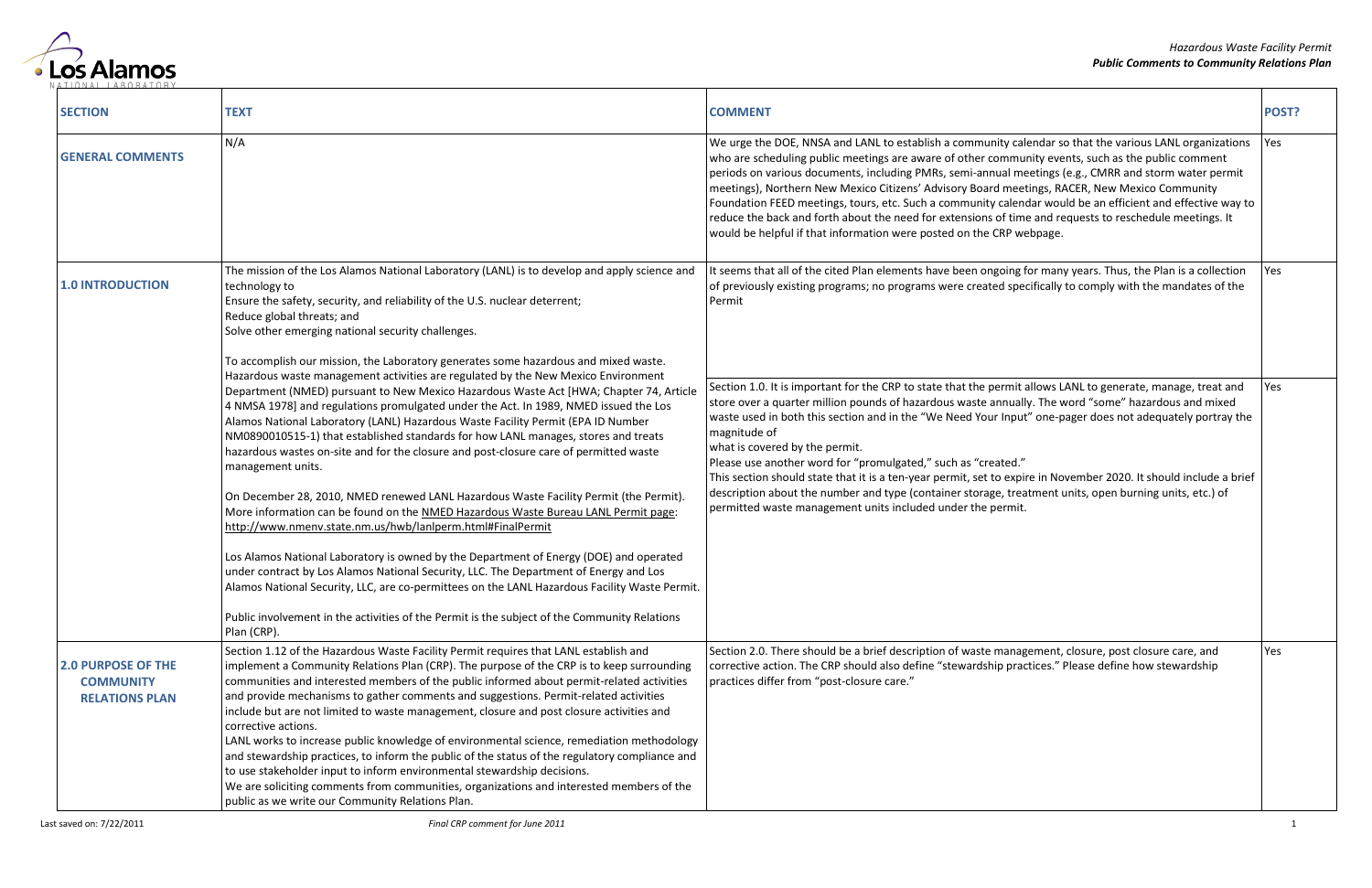| SECTION | TEXT | COMMENT | POST? |
|---|---|---|---|
| **GENERAL COMMENTS** | N/A | We urge the DOE, NNSA and LANL to establish a community calendar so that the various LANL organizations who are scheduling public meetings are aware of other community events, such as the public comment periods on various documents, including PMRs, semi-annual meetings (e.g., CMRR and storm water permit meetings), Northern New Mexico Citizens' Advisory Board meetings, RACER, New Mexico Community Foundation FEED meetings, tours, etc. Such a community calendar would be an efficient and effective way to reduce the back and forth about the need for extensions of time and requests to reschedule meetings. It would be helpful if that information were posted on the CRP webpage. | Yes |
| **1.0 INTRODUCTION** | The mission of the Los Alamos National Laboratory (LANL) is to develop and apply science and technology to<br>Ensure the safety, security, and reliability of the U.S. nuclear deterrent;<br>Reduce global threats; and<br>Solve other emerging national security challenges.<br><br>To accomplish our mission, the Laboratory generates some hazardous and mixed waste. Hazardous waste management activities are regulated by the New Mexico Environment Department (NMED) pursuant to New Mexico Hazardous Waste Act [HWA; Chapter 74, Article 4 NMSA 1978] and regulations promulgated under the Act. In 1989, NMED issued the Los Alamos National Laboratory (LANL) Hazardous Waste Facility Permit (EPA ID Number NM0890010515-1) that established standards for how LANL manages, stores and treats hazardous wastes on-site and for the closure and post-closure care of permitted waste management units.<br><br>On December 28, 2010, NMED renewed LANL Hazardous Waste Facility Permit (the Permit). More information can be found on the NMED Hazardous Waste Bureau LANL Permit page: http://www.nmenv.state.nm.us/hwb/lanlperm.html#FinalPermit<br><br>Los Alamos National Laboratory is owned by the Department of Energy (DOE) and operated under contract by Los Alamos National Security, LLC. The Department of Energy and Los Alamos National Security, LLC, are co-permittees on the LANL Hazardous Facility Waste Permit.<br><br>Public involvement in the activities of the Permit is the subject of the Community Relations Plan (CRP). | It seems that all of the cited Plan elements have been ongoing for many years. Thus, the Plan is a collection of previously existing programs; no programs were created specifically to comply with the mandates of the Permit | Yes |
| | | Section 1.0. It is important for the CRP to state that the permit allows LANL to generate, manage, treat and store over a quarter million pounds of hazardous waste annually. The word "some" hazardous and mixed waste used in both this section and in the "We Need Your Input" one-pager does not adequately portray the magnitude of<br>what is covered by the permit.<br>Please use another word for "promulgated," such as "created."<br>This section should state that it is a ten-year permit, set to expire in November 2020. It should include a brief description about the number and type (container storage, treatment units, open burning units, etc.) of permitted waste management units included under the permit. | Yes |
| **2.0 PURPOSE OF THE COMMUNITY RELATIONS PLAN** | Section 1.12 of the Hazardous Waste Facility Permit requires that LANL establish and implement a Community Relations Plan (CRP). The purpose of the CRP is to keep surrounding communities and interested members of the public informed about permit-related activities and provide mechanisms to gather comments and suggestions. Permit-related activities include but are not limited to waste management, closure and post closure activities and corrective actions.<br>LANL works to increase public knowledge of environmental science, remediation methodology and stewardship practices, to inform the public of the status of the regulatory compliance and to use stakeholder input to inform environmental stewardship decisions.<br>We are soliciting comments from communities, organizations and interested members of the public as we write our Community Relations Plan. | Section 2.0. There should be a brief description of waste management, closure, post closure care, and corrective action. The CRP should also define "stewardship practices." Please define how stewardship practices differ from "post-closure care." | Yes |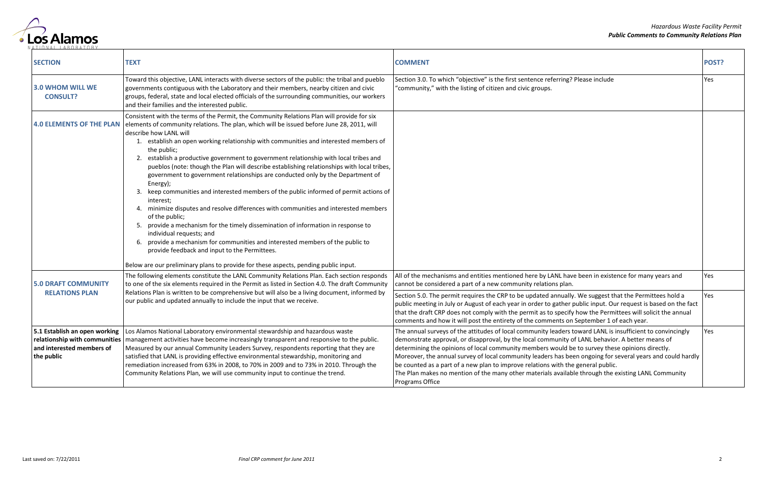| SECTION | TEXT | COMMENT | POST? |
|---|---|---|---|
| **3.0 WHOM WILL WE CONSULT?** | Toward this objective, LANL interacts with diverse sectors of the public: the tribal and pueblo governments contiguous with the Laboratory and their members, nearby citizen and civic groups, federal, state and local elected officials of the surrounding communities, our workers and their families and the interested public. | Section 3.0. To which "objective" is the first sentence referring? Please include "community," with the listing of citizen and civic groups. | Yes |
| **4.0 ELEMENTS OF THE PLAN** | Consistent with the terms of the Permit, the Community Relations Plan will provide for six elements of community relations. The plan, which will be issued before June 28, 2011, will describe how LANL will<br>1. establish an open working relationship with communities and interested members of the public;<br>2. establish a productive government to government relationship with local tribes and pueblos (note: though the Plan will describe establishing relationships with local tribes, government to government relationships are conducted only by the Department of Energy);<br>3. keep communities and interested members of the public informed of permit actions of interest;<br>4. minimize disputes and resolve differences with communities and interested members of the public;<br>5. provide a mechanism for the timely dissemination of information in response to individual requests; and<br>6. provide a mechanism for communities and interested members of the public to provide feedback and input to the Permittees.<br><br>Below are our preliminary plans to provide for these aspects, pending public input. | | |
| **5.0 DRAFT COMMUNITY RELATIONS PLAN** | The following elements constitute the LANL Community Relations Plan. Each section responds to one of the six elements required in the Permit as listed in Section 4.0. The draft Community Relations Plan is written to be comprehensive but will also be a living document, informed by our public and updated annually to include the input that we receive. | All of the mechanisms and entities mentioned here by LANL have been in existence for many years and cannot be considered a part of a new community relations plan. | Yes |
| | | Section 5.0. The permit requires the CRP to be updated annually. We suggest that the Permittees hold a public meeting in July or August of each year in order to gather public input. Our request is based on the fact that the draft CRP does not comply with the permit as to specify how the Permittees will solicit the annual comments and how it will post the entirety of the comments on September 1 of each year. | Yes |
| **5.1 Establish an open working relationship with communities and interested members of the public** | Los Alamos National Laboratory environmental stewardship and hazardous waste management activities have become increasingly transparent and responsive to the public. Measured by our annual Community Leaders Survey, respondents reporting that they are satisfied that LANL is providing effective environmental stewardship, monitoring and remediation increased from 63% in 2008, to 70% in 2009 and to 73% in 2010. Through the Community Relations Plan, we will use community input to continue the trend. | The annual surveys of the attitudes of local community leaders toward LANL is insufficient to convincingly demonstrate approval, or disapproval, by the local community of LANL behavior. A better means of determining the opinions of local community members would be to survey these opinions directly. Moreover, the annual survey of local community leaders has been ongoing for several years and could hardly be counted as a part of a new plan to improve relations with the general public.<br>The Plan makes no mention of the many other materials available through the existing LANL Community Programs Office | Yes |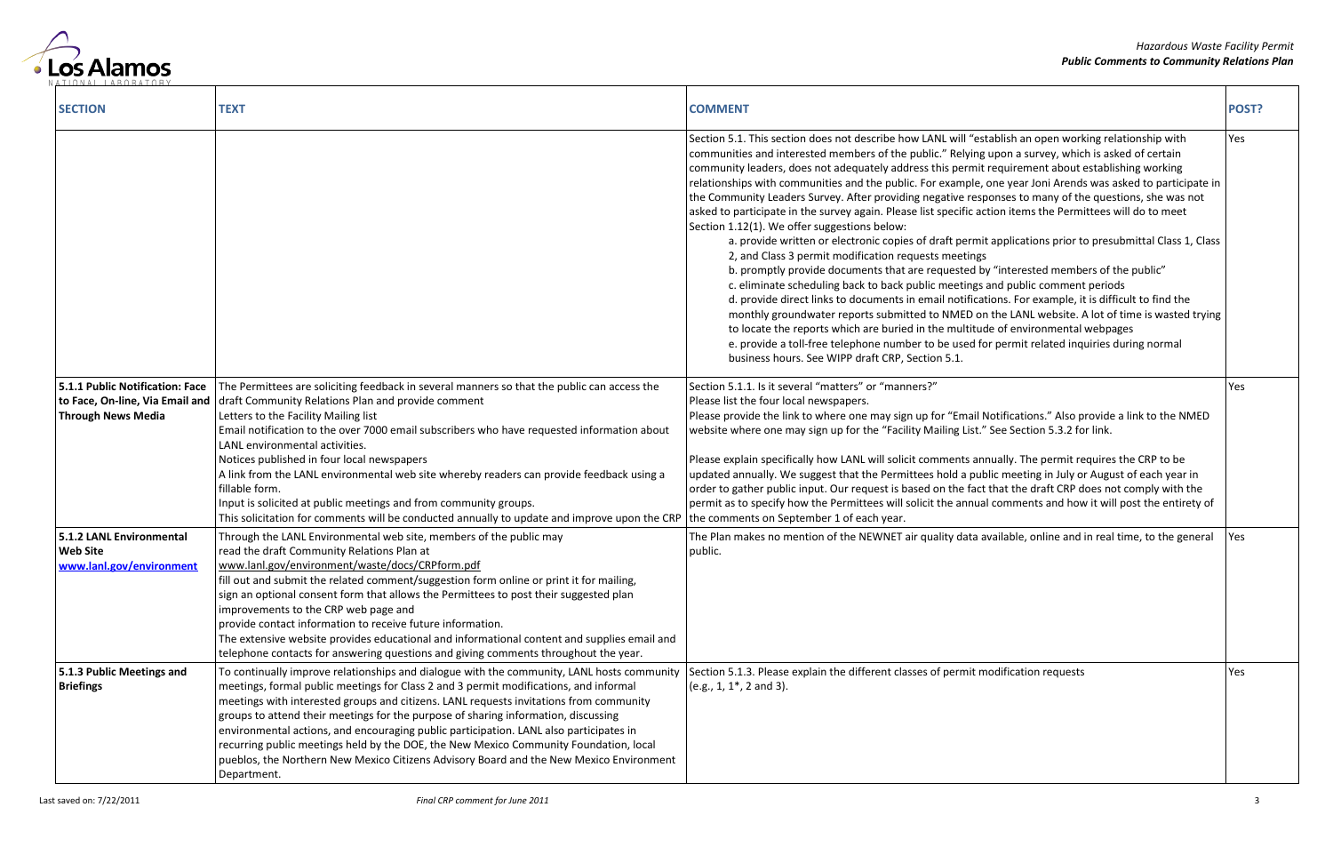| SECTION | TEXT | COMMENT | POST? |
|---|---|---|---|
| | | Section 5.1. This section does not describe how LANL will "establish an open working relationship with communities and interested members of the public." Relying upon a survey, which is asked of certain community leaders, does not adequately address this permit requirement about establishing working relationships with communities and the public. For example, one year Joni Arends was asked to participate in the Community Leaders Survey. After providing negative responses to many of the questions, she was not asked to participate in the survey again. Please list specific action items the Permittees will do to meet Section 1.12(1). We offer suggestions below:<br>a. provide written or electronic copies of draft permit applications prior to presubmittal Class 1, Class 2, and Class 3 permit modification requests meetings<br>b. promptly provide documents that are requested by "interested members of the public"<br>c. eliminate scheduling back to back public meetings and public comment periods<br>d. provide direct links to documents in email notifications. For example, it is difficult to find the monthly groundwater reports submitted to NMED on the LANL website. A lot of time is wasted trying to locate the reports which are buried in the multitude of environmental webpages<br>e. provide a toll-free telephone number to be used for permit related inquiries during normal business hours. See WIPP draft CRP, Section 5.1. | Yes |
| **5.1.1 Public Notification: Face to Face, On-line, Via Email and Through News Media** | The Permittees are soliciting feedback in several manners so that the public can access the draft Community Relations Plan and provide comment<br>Letters to the Facility Mailing list<br>Email notification to the over 7000 email subscribers who have requested information about LANL environmental activities.<br>Notices published in four local newspapers<br>A link from the LANL environmental web site whereby readers can provide feedback using a fillable form.<br>Input is solicited at public meetings and from community groups.<br>This solicitation for comments will be conducted annually to update and improve upon the CRP | Section 5.1.1. Is it several "matters" or "manners?"<br>Please list the four local newspapers.<br>Please provide the link to where one may sign up for "Email Notifications." Also provide a link to the NMED website where one may sign up for the "Facility Mailing List." See Section 5.3.2 for link.<br><br>Please explain specifically how LANL will solicit comments annually. The permit requires the CRP to be updated annually. We suggest that the Permittees hold a public meeting in July or August of each year in order to gather public input. Our request is based on the fact that the draft CRP does not comply with the permit as to specify how the Permittees will solicit the annual comments and how it will post the entirety of the comments on September 1 of each year. | Yes |
| **5.1.2 LANL Environmental Web Site** **www.lanl.gov/environment** | Through the LANL Environmental web site, members of the public may<br>read the draft Community Relations Plan at<br>www.lanl.gov/environment/waste/docs/CRPform.pdf<br>fill out and submit the related comment/suggestion form online or print it for mailing,<br>sign an optional consent form that allows the Permittees to post their suggested plan improvements to the CRP web page and<br>provide contact information to receive future information.<br>The extensive website provides educational and informational content and supplies email and telephone contacts for answering questions and giving comments throughout the year. | The Plan makes no mention of the NEWNET air quality data available, online and in real time, to the general public. | Yes |
| **5.1.3 Public Meetings and Briefings** | To continually improve relationships and dialogue with the community, LANL hosts community meetings, formal public meetings for Class 2 and 3 permit modifications, and informal meetings with interested groups and citizens. LANL requests invitations from community groups to attend their meetings for the purpose of sharing information, discussing environmental actions, and encouraging public participation. LANL also participates in recurring public meetings held by the DOE, the New Mexico Community Foundation, local pueblos, the Northern New Mexico Citizens Advisory Board and the New Mexico Environment Department. | Section 5.1.3. Please explain the different classes of permit modification requests (e.g., 1, 1*, 2 and 3). | Yes |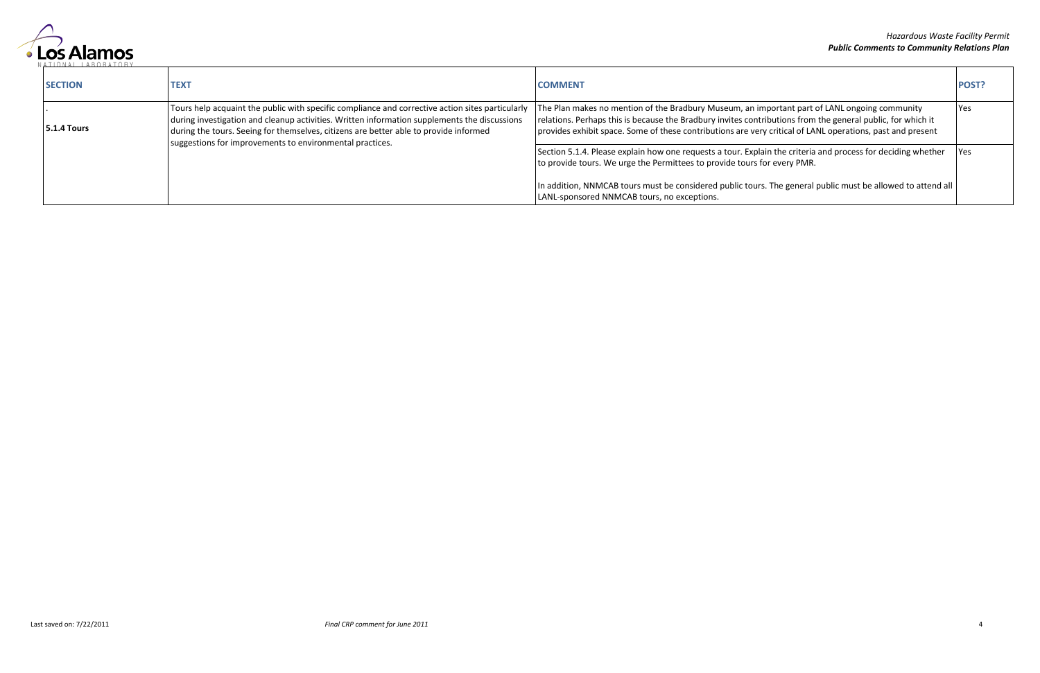| SECTION | TEXT | COMMENT | POST? |
|---|---|---|---|
| .<br>**5.1.4 Tours** | Tours help acquaint the public with specific compliance and corrective action sites particularly during investigation and cleanup activities. Written information supplements the discussions during the tours. Seeing for themselves, citizens are better able to provide informed suggestions for improvements to environmental practices. | The Plan makes no mention of the Bradbury Museum, an important part of LANL ongoing community relations. Perhaps this is because the Bradbury invites contributions from the general public, for which it provides exhibit space. Some of these contributions are very critical of LANL operations, past and present | Yes |
| | | Section 5.1.4. Please explain how one requests a tour. Explain the criteria and process for deciding whether to provide tours. We urge the Permittees to provide tours for every PMR.<br><br>In addition, NNMCAB tours must be considered public tours. The general public must be allowed to attend all LANL-sponsored NNMCAB tours, no exceptions. | Yes |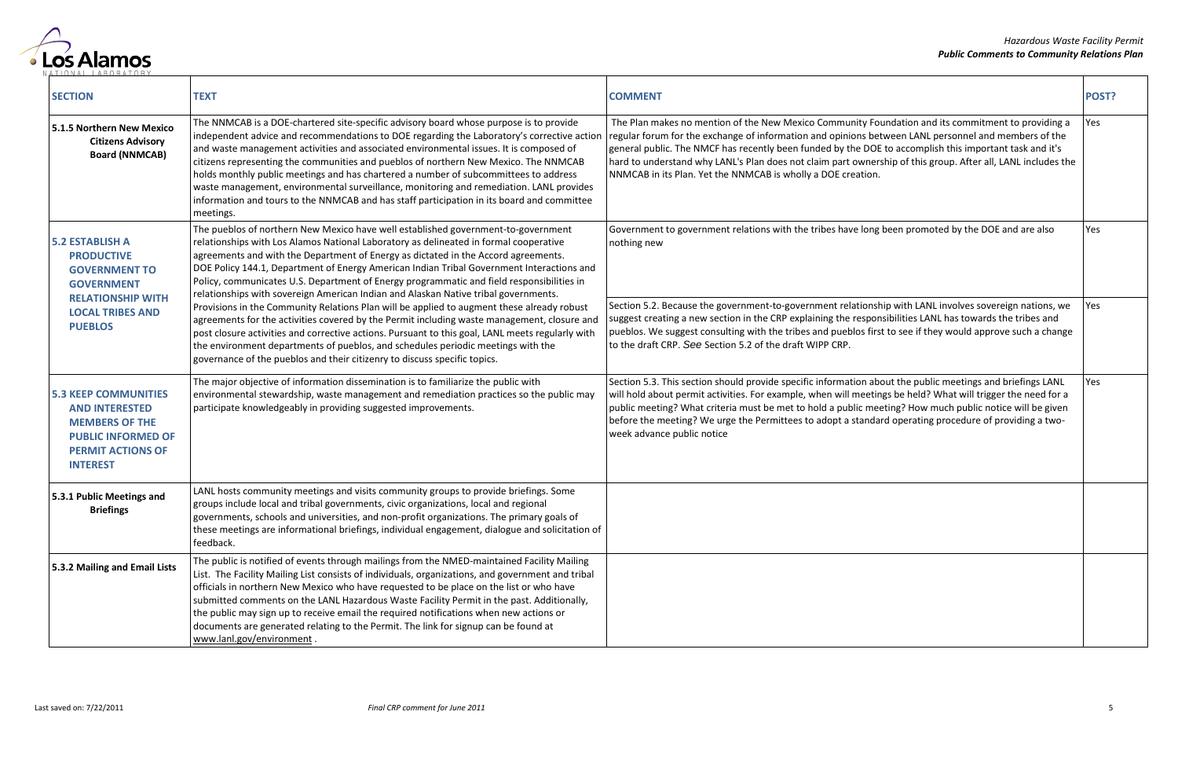| SECTION | TEXT | COMMENT | POST? |
|---|---|---|---|
| **5.1.5 Northern New Mexico Citizens Advisory Board (NNMCAB)** | The NNMCAB is a DOE-chartered site-specific advisory board whose purpose is to provide independent advice and recommendations to DOE regarding the Laboratory's corrective action and waste management activities and associated environmental issues. It is composed of citizens representing the communities and pueblos of northern New Mexico. The NNMCAB holds monthly public meetings and has chartered a number of subcommittees to address waste management, environmental surveillance, monitoring and remediation. LANL provides information and tours to the NNMCAB and has staff participation in its board and committee meetings. | The Plan makes no mention of the New Mexico Community Foundation and its commitment to providing a regular forum for the exchange of information and opinions between LANL personnel and members of the general public. The NMCF has recently been funded by the DOE to accomplish this important task and it's hard to understand why LANL's Plan does not claim part ownership of this group. After all, LANL includes the NNMCAB in its Plan. Yet the NNMCAB is wholly a DOE creation. | Yes |
| **5.2 ESTABLISH A PRODUCTIVE GOVERNMENT TO GOVERNMENT RELATIONSHIP WITH LOCAL TRIBES AND PUEBLOS** | The pueblos of northern New Mexico have well established government-to-government relationships with Los Alamos National Laboratory as delineated in formal cooperative agreements and with the Department of Energy as dictated in the Accord agreements. DOE Policy 144.1, Department of Energy American Indian Tribal Government Interactions and Policy, communicates U.S. Department of Energy programmatic and field responsibilities in relationships with sovereign American Indian and Alaskan Native tribal governments. Provisions in the Community Relations Plan will be applied to augment these already robust agreements for the activities covered by the Permit including waste management, closure and post closure activities and corrective actions. Pursuant to this goal, LANL meets regularly with the environment departments of pueblos, and schedules periodic meetings with the governance of the pueblos and their citizenry to discuss specific topics. | Government to government relations with the tribes have long been promoted by the DOE and are also nothing new | Yes |
| | | Section 5.2. Because the government-to-government relationship with LANL involves sovereign nations, we suggest creating a new section in the CRP explaining the responsibilities LANL has towards the tribes and pueblos. We suggest consulting with the tribes and pueblos first to see if they would approve such a change to the draft CRP. *See* Section 5.2 of the draft WIPP CRP. | Yes |
| **5.3 KEEP COMMUNITIES AND INTERESTED MEMBERS OF THE PUBLIC INFORMED OF PERMIT ACTIONS OF INTEREST** | The major objective of information dissemination is to familiarize the public with environmental stewardship, waste management and remediation practices so the public may participate knowledgeably in providing suggested improvements. | Section 5.3. This section should provide specific information about the public meetings and briefings LANL will hold about permit activities. For example, when will meetings be held? What will trigger the need for a public meeting? What criteria must be met to hold a public meeting? How much public notice will be given before the meeting? We urge the Permittees to adopt a standard operating procedure of providing a two-week advance public notice | Yes |
| **5.3.1 Public Meetings and Briefings** | LANL hosts community meetings and visits community groups to provide briefings. Some groups include local and tribal governments, civic organizations, local and regional governments, schools and universities, and non-profit organizations. The primary goals of these meetings are informational briefings, individual engagement, dialogue and solicitation of feedback. | | |
| **5.3.2 Mailing and Email Lists** | The public is notified of events through mailings from the NMED-maintained Facility Mailing List. The Facility Mailing List consists of individuals, organizations, and government and tribal officials in northern New Mexico who have requested to be place on the list or who have submitted comments on the LANL Hazardous Waste Facility Permit in the past. Additionally, the public may sign up to receive email the required notifications when new actions or documents are generated relating to the Permit. The link for signup can be found at www.lanl.gov/environment . | | |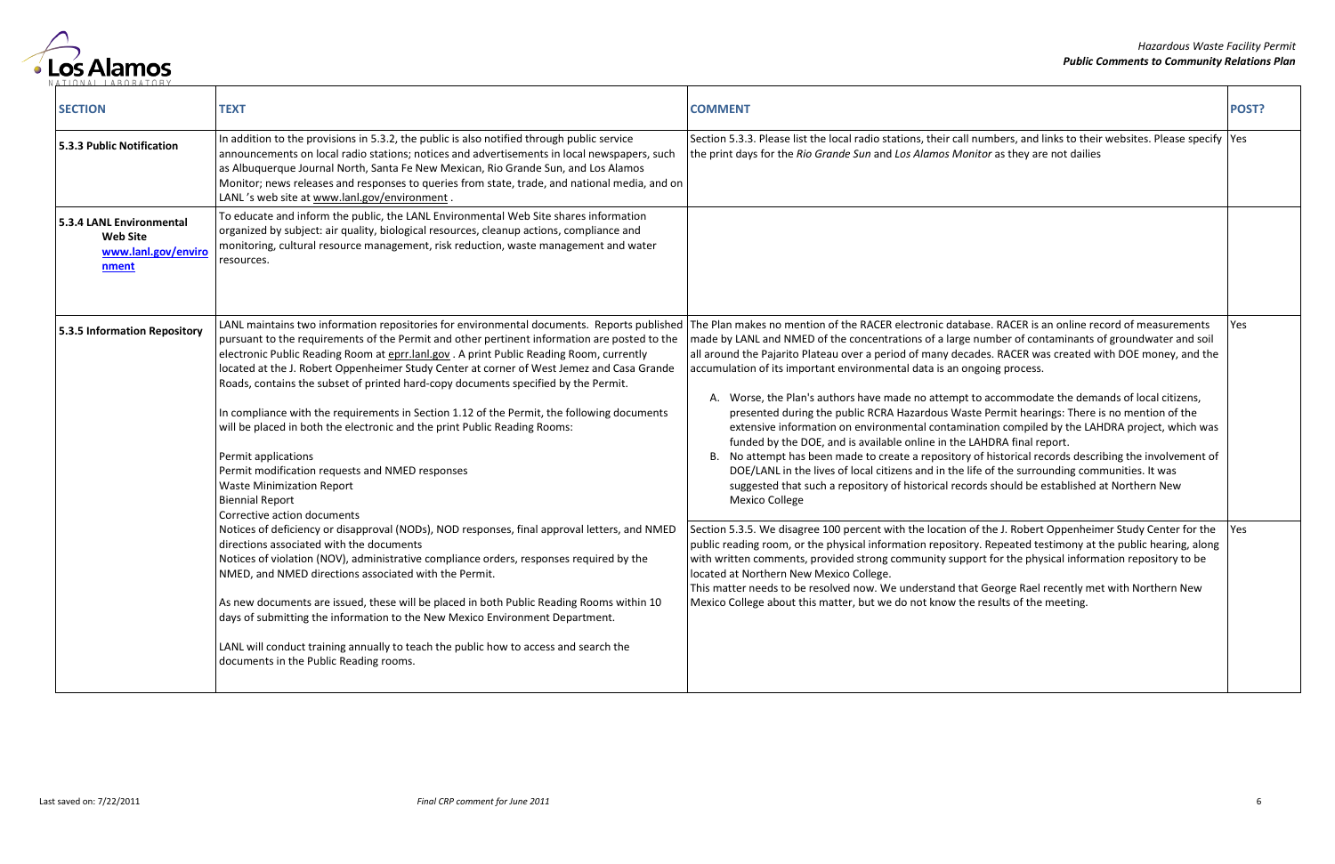| SECTION | TEXT | COMMENT | POST? |
|---|---|---|---|
| **5.3.3 Public Notification** | In addition to the provisions in 5.3.2, the public is also notified through public service announcements on local radio stations; notices and advertisements in local newspapers, such as Albuquerque Journal North, Santa Fe New Mexican, Rio Grande Sun, and Los Alamos Monitor; news releases and responses to queries from state, trade, and national media, and on LANL 's web site at www.lanl.gov/environment . | Section 5.3.3. Please list the local radio stations, their call numbers, and links to their websites. Please specify the print days for the *Rio Grande Sun* and *Los Alamos Monitor* as they are not dailies | Yes |
| **5.3.4 LANL Environmental Web Site www.lanl.gov/environment** | To educate and inform the public, the LANL Environmental Web Site shares information organized by subject: air quality, biological resources, cleanup actions, compliance and monitoring, cultural resource management, risk reduction, waste management and water resources. | | |
| **5.3.5 Information Repository** | LANL maintains two information repositories for environmental documents. Reports published pursuant to the requirements of the Permit and other pertinent information are posted to the electronic Public Reading Room at eprr.lanl.gov . A print Public Reading Room, currently located at the J. Robert Oppenheimer Study Center at corner of West Jemez and Casa Grande Roads, contains the subset of printed hard-copy documents specified by the Permit.<br><br>In compliance with the requirements in Section 1.12 of the Permit, the following documents will be placed in both the electronic and the print Public Reading Rooms:<br><br>Permit applications<br>Permit modification requests and NMED responses<br>Waste Minimization Report<br>Biennial Report<br>Corrective action documents<br>Notices of deficiency or disapproval (NODs), NOD responses, final approval letters, and NMED directions associated with the documents<br>Notices of violation (NOV), administrative compliance orders, responses required by the NMED, and NMED directions associated with the Permit.<br><br>As new documents are issued, these will be placed in both Public Reading Rooms within 10 days of submitting the information to the New Mexico Environment Department.<br><br>LANL will conduct training annually to teach the public how to access and search the documents in the Public Reading rooms. | The Plan makes no mention of the RACER electronic database. RACER is an online record of measurements made by LANL and NMED of the concentrations of a large number of contaminants of groundwater and soil all around the Pajarito Plateau over a period of many decades. RACER was created with DOE money, and the accumulation of its important environmental data is an ongoing process.<br><br>A. Worse, the Plan's authors have made no attempt to accommodate the demands of local citizens, presented during the public RCRA Hazardous Waste Permit hearings: There is no mention of the extensive information on environmental contamination compiled by the LAHDRA project, which was funded by the DOE, and is available online in the LAHDRA final report.<br>B. No attempt has been made to create a repository of historical records describing the involvement of DOE/LANL in the lives of local citizens and in the life of the surrounding communities. It was suggested that such a repository of historical records should be established at Northern New Mexico College | Yes |
| | | Section 5.3.5. We disagree 100 percent with the location of the J. Robert Oppenheimer Study Center for the public reading room, or the physical information repository. Repeated testimony at the public hearing, along with written comments, provided strong community support for the physical information repository to be located at Northern New Mexico College.<br>This matter needs to be resolved now. We understand that George Rael recently met with Northern New Mexico College about this matter, but we do not know the results of the meeting. | Yes |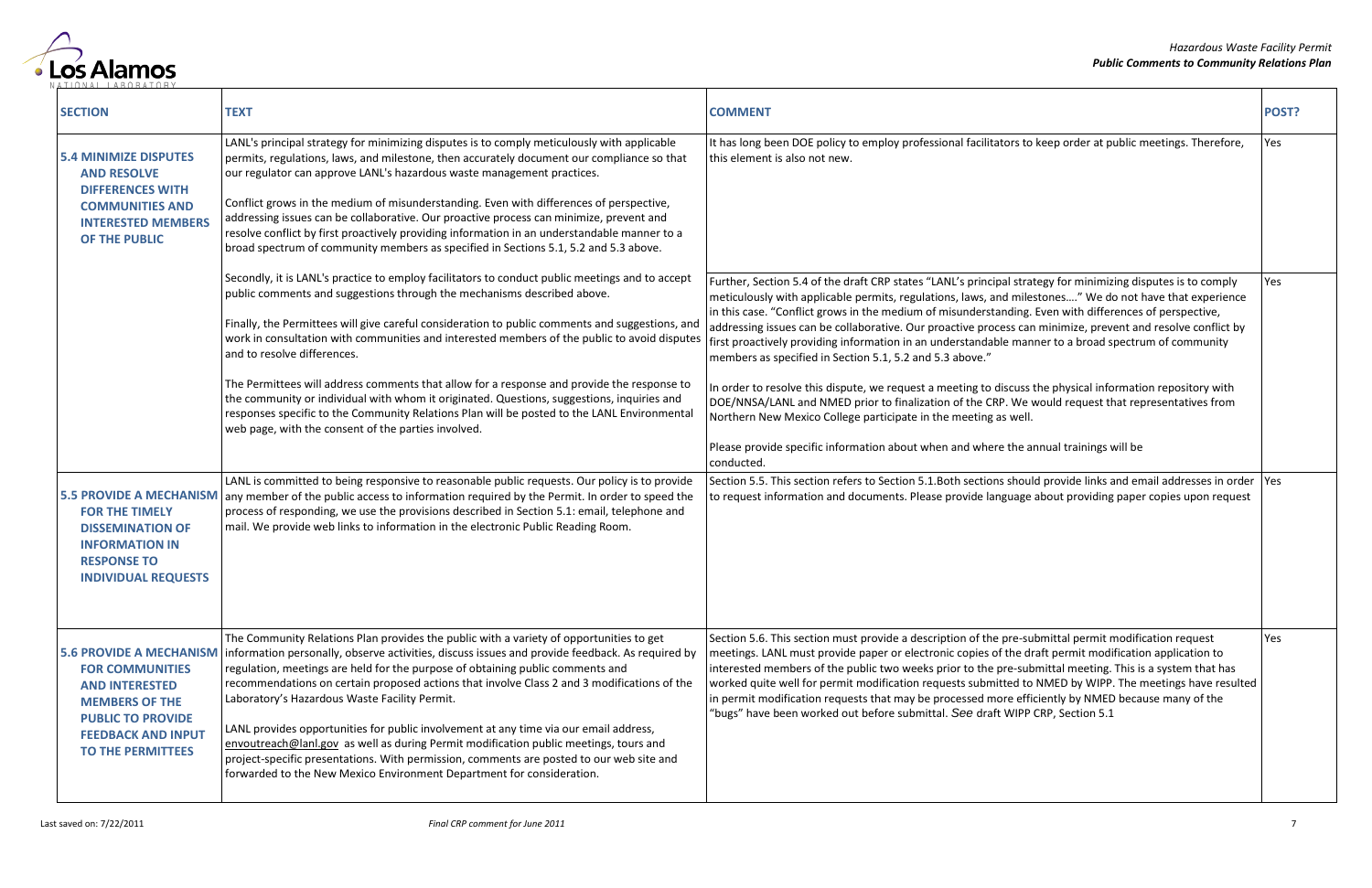| SECTION | TEXT | COMMENT | POST? |
| --- | --- | --- | --- |
| **5.4 MINIMIZE DISPUTES AND RESOLVE DIFFERENCES WITH COMMUNITIES AND INTERESTED MEMBERS OF THE PUBLIC** | LANL's principal strategy for minimizing disputes is to comply meticulously with applicable permits, regulations, laws, and milestone, then accurately document our compliance so that our regulator can approve LANL's hazardous waste management practices.<br><br>Conflict grows in the medium of misunderstanding. Even with differences of perspective, addressing issues can be collaborative. Our proactive process can minimize, prevent and resolve conflict by first proactively providing information in an understandable manner to a broad spectrum of community members as specified in Sections 5.1, 5.2 and 5.3 above. | It has long been DOE policy to employ professional facilitators to keep order at public meetings. Therefore, this element is also not new. | Yes |
| | Secondly, it is LANL's practice to employ facilitators to conduct public meetings and to accept public comments and suggestions through the mechanisms described above.<br><br>Finally, the Permittees will give careful consideration to public comments and suggestions, and work in consultation with communities and interested members of the public to avoid disputes and to resolve differences.<br><br>The Permittees will address comments that allow for a response and provide the response to the community or individual with whom it originated. Questions, suggestions, inquiries and responses specific to the Community Relations Plan will be posted to the LANL Environmental web page, with the consent of the parties involved. | Further, Section 5.4 of the draft CRP states "LANL's principal strategy for minimizing disputes is to comply meticulously with applicable permits, regulations, laws, and milestones…." We do not have that experience in this case. "Conflict grows in the medium of misunderstanding. Even with differences of perspective, addressing issues can be collaborative. Our proactive process can minimize, prevent and resolve conflict by first proactively providing information in an understandable manner to a broad spectrum of community members as specified in Section 5.1, 5.2 and 5.3 above."<br><br>In order to resolve this dispute, we request a meeting to discuss the physical information repository with DOE/NNSA/LANL and NMED prior to finalization of the CRP. We would request that representatives from Northern New Mexico College participate in the meeting as well.<br><br>Please provide specific information about when and where the annual trainings will be conducted. | Yes |
| **5.5 PROVIDE A MECHANISM FOR THE TIMELY DISSEMINATION OF INFORMATION IN RESPONSE TO INDIVIDUAL REQUESTS** | LANL is committed to being responsive to reasonable public requests. Our policy is to provide any member of the public access to information required by the Permit. In order to speed the process of responding, we use the provisions described in Section 5.1: email, telephone and mail. We provide web links to information in the electronic Public Reading Room. | Section 5.5. This section refers to Section 5.1.Both sections should provide links and email addresses in order to request information and documents. Please provide language about providing paper copies upon request | Yes |
| **5.6 PROVIDE A MECHANISM FOR COMMUNITIES AND INTERESTED MEMBERS OF THE PUBLIC TO PROVIDE FEEDBACK AND INPUT TO THE PERMITTEES** | The Community Relations Plan provides the public with a variety of opportunities to get information personally, observe activities, discuss issues and provide feedback. As required by regulation, meetings are held for the purpose of obtaining public comments and recommendations on certain proposed actions that involve Class 2 and 3 modifications of the Laboratory's Hazardous Waste Facility Permit.<br><br>LANL provides opportunities for public involvement at any time via our email address, envoutreach@lanl.gov as well as during Permit modification public meetings, tours and project-specific presentations. With permission, comments are posted to our web site and forwarded to the New Mexico Environment Department for consideration. | Section 5.6. This section must provide a description of the pre-submittal permit modification request meetings. LANL must provide paper or electronic copies of the draft permit modification application to interested members of the public two weeks prior to the pre-submittal meeting. This is a system that has worked quite well for permit modification requests submitted to NMED by WIPP. The meetings have resulted in permit modification requests that may be processed more efficiently by NMED because many of the "bugs" have been worked out before submittal. *See* draft WIPP CRP, Section 5.1 | Yes |